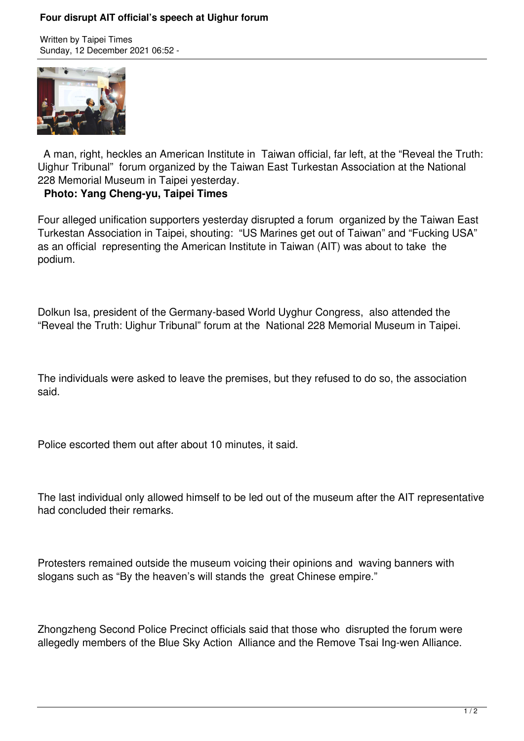# Four disrupt AIT official's speech at Uighur forum

Written by Taipei Times
Sunday, 12 December 2021 06:52 -

A man, right, heckles an American Institute in Taiwan official, far left, at the "Reveal the Truth: Uighur Tribunal" forum organized by the Taiwan East Turkestan Association at the National 228 Memorial Museum in Taipei yesterday.

**Photo: Yang Cheng-yu, Taipei Times**

Four alleged unification supporters yesterday disrupted a forum organized by the Taiwan East Turkestan Association in Taipei, shouting: "US Marines get out of Taiwan" and "Fucking USA" as an official representing the American Institute in Taiwan (AIT) was about to take the podium.

Dolkun Isa, president of the Germany-based World Uyghur Congress, also attended the "Reveal the Truth: Uighur Tribunal" forum at the National 228 Memorial Museum in Taipei.

The individuals were asked to leave the premises, but they refused to do so, the association said.

Police escorted them out after about 10 minutes, it said.

The last individual only allowed himself to be led out of the museum after the AIT representative had concluded their remarks.

Protesters remained outside the museum voicing their opinions and waving banners with slogans such as "By the heaven's will stands the great Chinese empire."

Zhongzheng Second Police Precinct officials said that those who disrupted the forum were allegedly members of the Blue Sky Action Alliance and the Remove Tsai Ing-wen Alliance.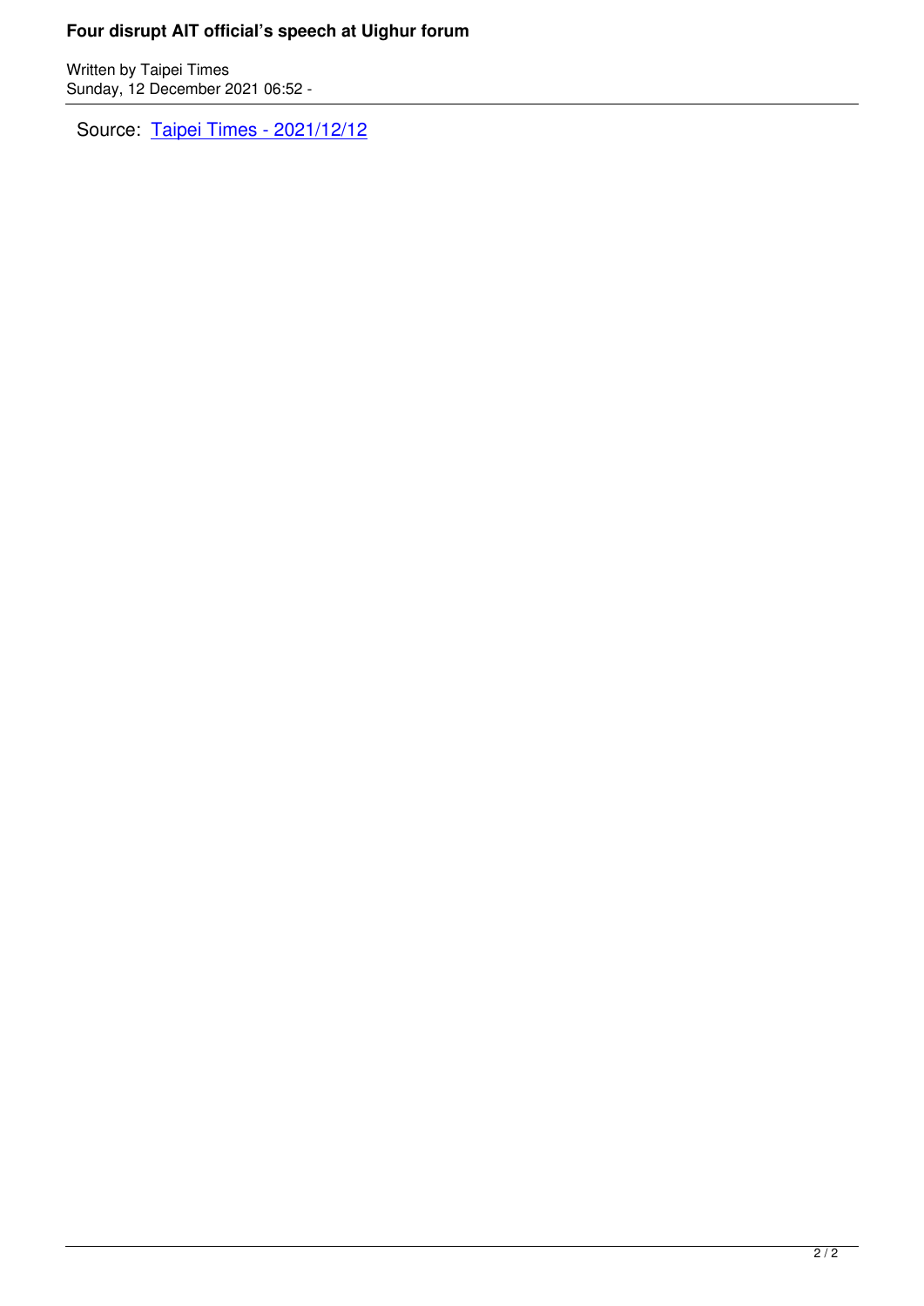Source: [Taipei Times - 2021/12/12]